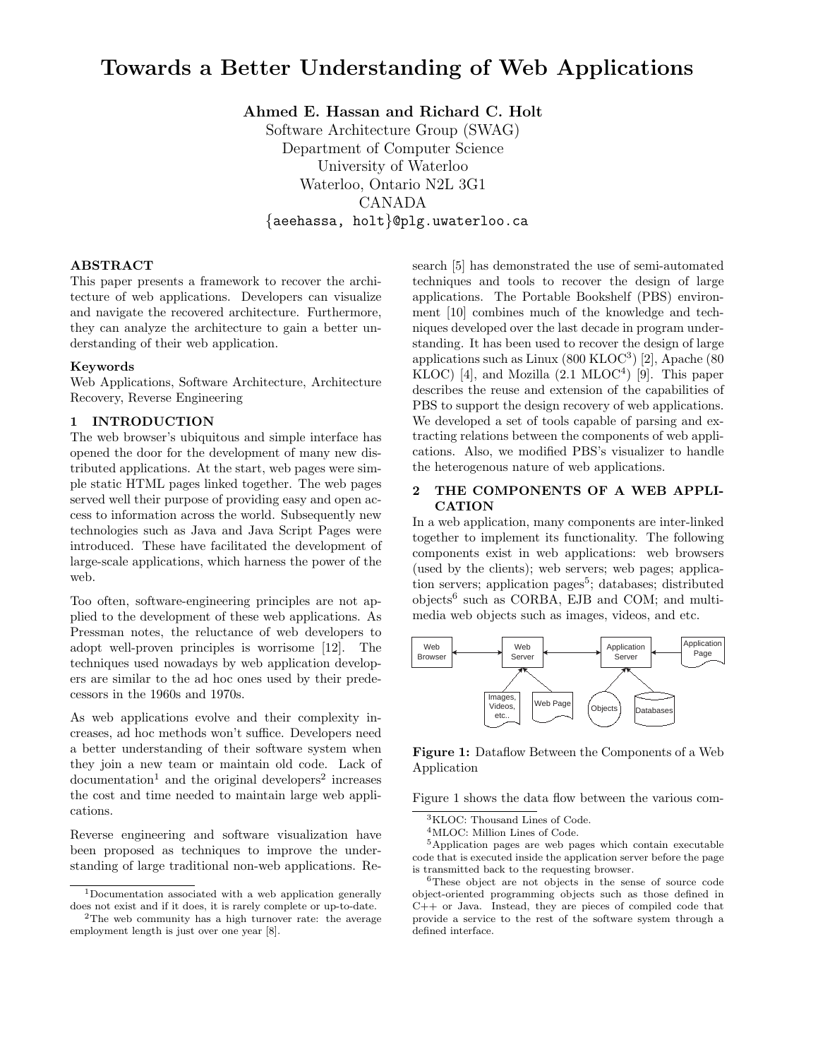# Towards a Better Understanding of Web Applications

**Ahmed E. Hassan and Richard C. Holt**

Software Architecture Group (SWAG)
Department of Computer Science
University of Waterloo
Waterloo, Ontario N2L 3G1
CANADA
{aeehassa, holt}@plg.uwaterloo.ca

## ABSTRACT

This paper presents a framework to recover the architecture of web applications. Developers can visualize and navigate the recovered architecture. Furthermore, they can analyze the architecture to gain a better understanding of their web application.

### Keywords

Web Applications, Software Architecture, Architecture Recovery, Reverse Engineering

## 1 INTRODUCTION

The web browser's ubiquitous and simple interface has opened the door for the development of many new distributed applications. At the start, web pages were simple static HTML pages linked together. The web pages served well their purpose of providing easy and open access to information across the world. Subsequently new technologies such as Java and Java Script Pages were introduced. These have facilitated the development of large-scale applications, which harness the power of the web.

Too often, software-engineering principles are not applied to the development of these web applications. As Pressman notes, the reluctance of web developers to adopt well-proven principles is worrisome [12]. The techniques used nowadays by web application developers are similar to the ad hoc ones used by their predecessors in the 1960s and 1970s.

As web applications evolve and their complexity increases, ad hoc methods won't suffice. Developers need a better understanding of their software system when they join a new team or maintain old code. Lack of documentation[1] and the original developers[2] increases the cost and time needed to maintain large web applications.

Reverse engineering and software visualization have been proposed as techniques to improve the understanding of large traditional non-web applications. Research [5] has demonstrated the use of semi-automated techniques and tools to recover the design of large applications. The Portable Bookshelf (PBS) environment [10] combines much of the knowledge and techniques developed over the last decade in program understanding. It has been used to recover the design of large applications such as Linux (800 KLOC[3]) [2], Apache (80 KLOC) [4], and Mozilla (2.1 MLOC[4]) [9]. This paper describes the reuse and extension of the capabilities of PBS to support the design recovery of web applications. We developed a set of tools capable of parsing and extracting relations between the components of web applications. Also, we modified PBS's visualizer to handle the heterogenous nature of web applications.

## 2 THE COMPONENTS OF A WEB APPLICATION

In a web application, many components are inter-linked together to implement its functionality. The following components exist in web applications: web browsers (used by the clients); web servers; web pages; application servers; application pages[5]; databases; distributed objects[6] such as CORBA, EJB and COM; and multimedia web objects such as images, videos, and etc.

**Figure 1:** Dataflow Between the Components of a Web Application

Figure 1 shows the data flow between the various com-

---

[1] Documentation associated with a web application generally does not exist and if it does, it is rarely complete or up-to-date.

[2] The web community has a high turnover rate: the average employment length is just over one year [8].

[3] KLOC: Thousand Lines of Code.

[4] MLOC: Million Lines of Code.

[5] Application pages are web pages which contain executable code that is executed inside the application server before the page is transmitted back to the requesting browser.

[6] These object are not objects in the sense of source code object-oriented programming objects such as those defined in C++ or Java. Instead, they are pieces of compiled code that provide a service to the rest of the software system through a defined interface.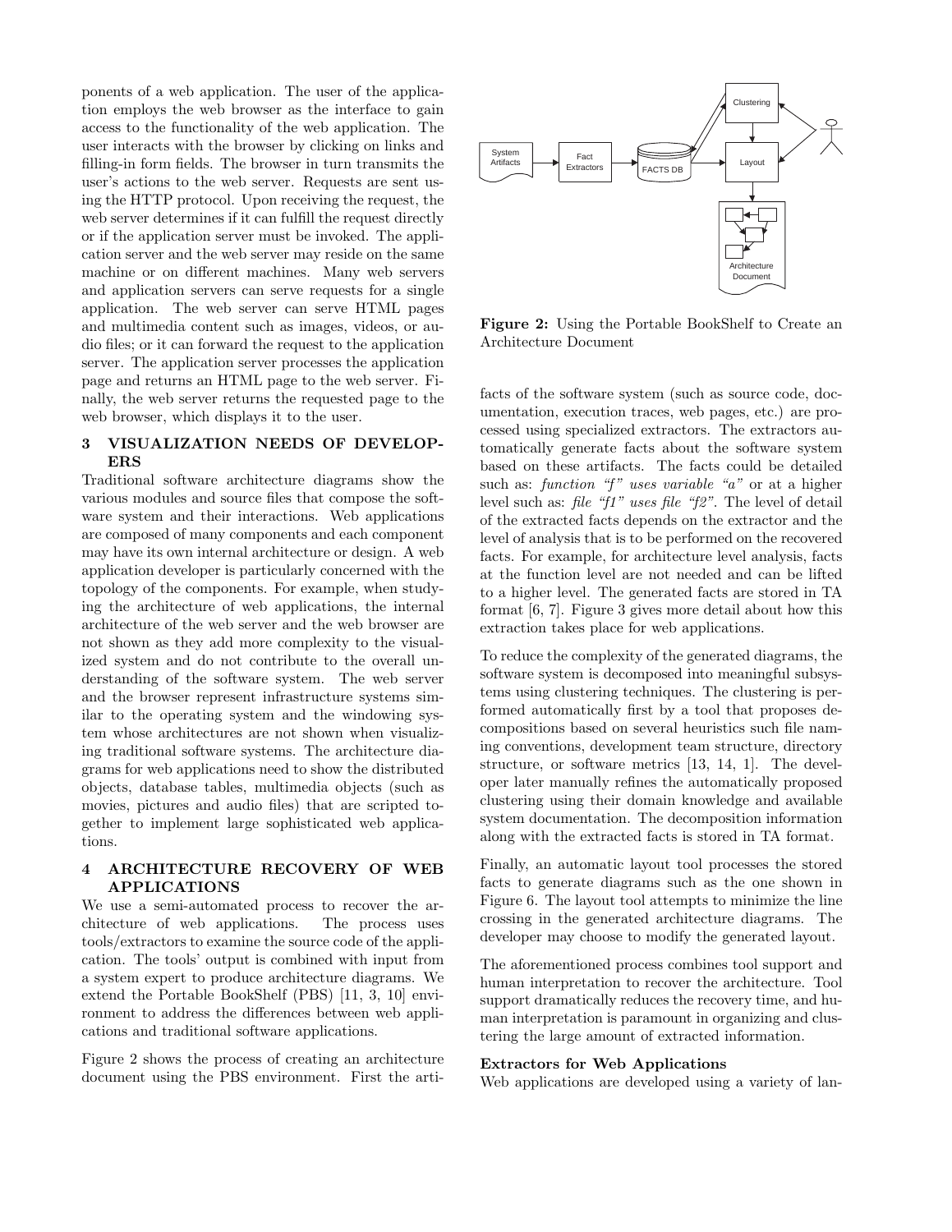ponents of a web application. The user of the application employs the web browser as the interface to gain access to the functionality of the web application. The user interacts with the browser by clicking on links and filling-in form fields. The browser in turn transmits the user's actions to the web server. Requests are sent using the HTTP protocol. Upon receiving the request, the web server determines if it can fulfill the request directly or if the application server must be invoked. The application server and the web server may reside on the same machine or on different machines. Many web servers and application servers can serve requests for a single application. The web server can serve HTML pages and multimedia content such as images, videos, or audio files; or it can forward the request to the application server. The application server processes the application page and returns an HTML page to the web server. Finally, the web server returns the requested page to the web browser, which displays it to the user.

## 3 VISUALIZATION NEEDS OF DEVELOPERS

Traditional software architecture diagrams show the various modules and source files that compose the software system and their interactions. Web applications are composed of many components and each component may have its own internal architecture or design. A web application developer is particularly concerned with the topology of the components. For example, when studying the architecture of web applications, the internal architecture of the web server and the web browser are not shown as they add more complexity to the visualized system and do not contribute to the overall understanding of the software system. The web server and the browser represent infrastructure systems similar to the operating system and the windowing system whose architectures are not shown when visualizing traditional software systems. The architecture diagrams for web applications need to show the distributed objects, database tables, multimedia objects (such as movies, pictures and audio files) that are scripted together to implement large sophisticated web applications.

## 4 ARCHITECTURE RECOVERY OF WEB APPLICATIONS

We use a semi-automated process to recover the architecture of web applications. The process uses tools/extractors to examine the source code of the application. The tools' output is combined with input from a system expert to produce architecture diagrams. We extend the Portable BookShelf (PBS) [11, 3, 10] environment to address the differences between web applications and traditional software applications.

Figure 2 shows the process of creating an architecture document using the PBS environment. First the artifacts of the software system (such as source code, documentation, execution traces, web pages, etc.) are processed using specialized extractors. The extractors automatically generate facts about the software system based on these artifacts. The facts could be detailed such as: *function "f" uses variable "a"* or at a higher level such as: *file "f1" uses file "f2"*. The level of detail of the extracted facts depends on the extractor and the level of analysis that is to be performed on the recovered facts. For example, for architecture level analysis, facts at the function level are not needed and can be lifted to a higher level. The generated facts are stored in TA format [6, 7]. Figure 3 gives more detail about how this extraction takes place for web applications.

System Artifacts
Fact Extractors
FACTS DB
Clustering
Layout
Architecture Document

**Figure 2:** Using the Portable BookShelf to Create an Architecture Document

To reduce the complexity of the generated diagrams, the software system is decomposed into meaningful subsystems using clustering techniques. The clustering is performed automatically first by a tool that proposes decompositions based on several heuristics such file naming conventions, development team structure, directory structure, or software metrics [13, 14, 1]. The developer later manually refines the automatically proposed clustering using their domain knowledge and available system documentation. The decomposition information along with the extracted facts is stored in TA format.

Finally, an automatic layout tool processes the stored facts to generate diagrams such as the one shown in Figure 6. The layout tool attempts to minimize the line crossing in the generated architecture diagrams. The developer may choose to modify the generated layout.

The aforementioned process combines tool support and human interpretation to recover the architecture. Tool support dramatically reduces the recovery time, and human interpretation is paramount in organizing and clustering the large amount of extracted information.

**Extractors for Web Applications**

Web applications are developed using a variety of lan-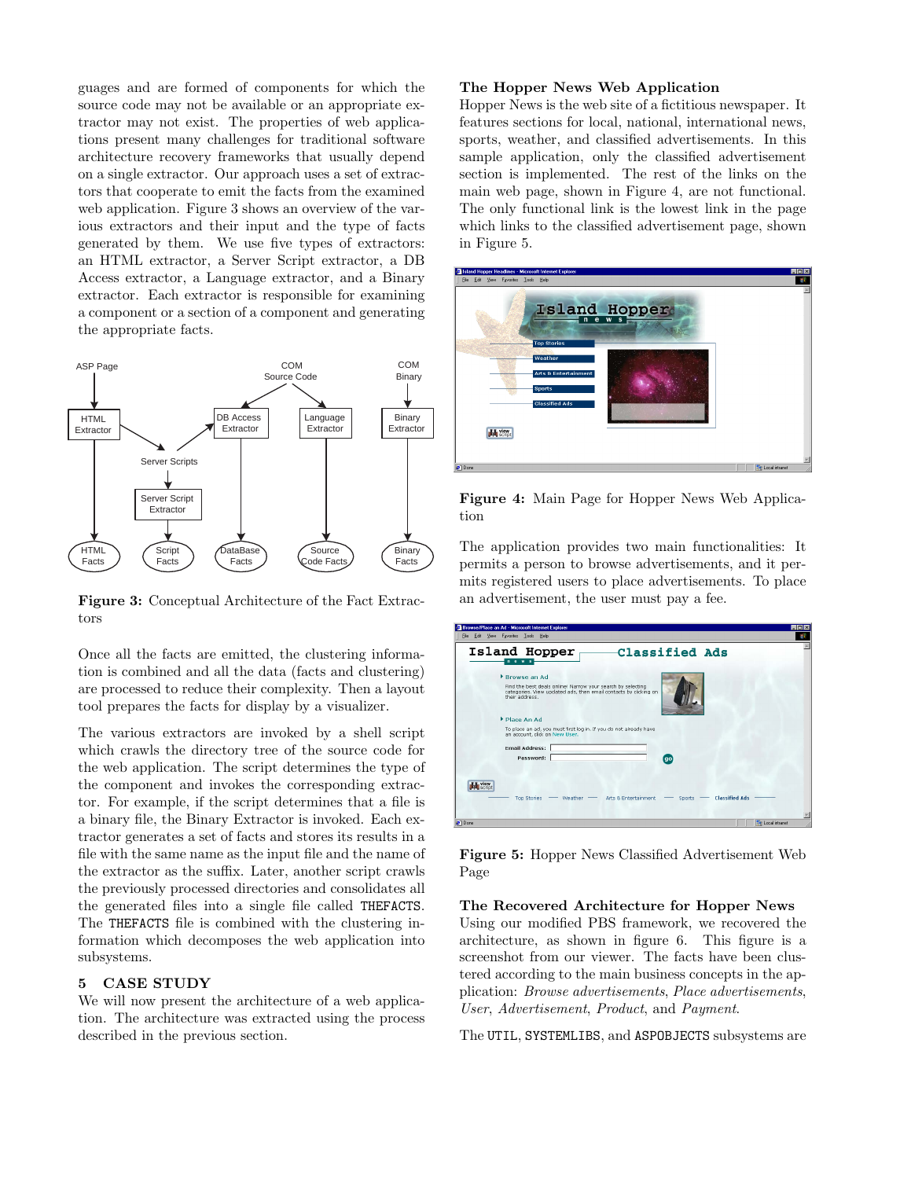guages and are formed of components for which the source code may not be available or an appropriate extractor may not exist. The properties of web applications present many challenges for traditional software architecture recovery frameworks that usually depend on a single extractor. Our approach uses a set of extractors that cooperate to emit the facts from the examined web application. Figure 3 shows an overview of the various extractors and their input and the type of facts generated by them. We use five types of extractors: an HTML extractor, a Server Script extractor, a DB Access extractor, a Language extractor, and a Binary extractor. Each extractor is responsible for examining a component or a section of a component and generating the appropriate facts.

ASP Page
COM Source Code
COM Binary
HTML Extractor
DB Access Extractor
Language Extractor
Binary Extractor
Server Scripts
Server Script Extractor
HTML Facts
Script Facts
DataBase Facts
Source Code Facts
Binary Facts

**Figure 3:** Conceptual Architecture of the Fact Extractors

Once all the facts are emitted, the clustering information is combined and all the data (facts and clustering) are processed to reduce their complexity. Then a layout tool prepares the facts for display by a visualizer.

The various extractors are invoked by a shell script which crawls the directory tree of the source code for the web application. The script determines the type of the component and invokes the corresponding extractor. For example, if the script determines that a file is a binary file, the Binary Extractor is invoked. Each extractor generates a set of facts and stores its results in a file with the same name as the input file and the name of the extractor as the suffix. Later, another script crawls the previously processed directories and consolidates all the generated files into a single file called THEFACTS. The THEFACTS file is combined with the clustering information which decomposes the web application into subsystems.

## 5 CASE STUDY

We will now present the architecture of a web application. The architecture was extracted using the process described in the previous section.

### The Hopper News Web Application

Hopper News is the web site of a fictitious newspaper. It features sections for local, national, international news, sports, weather, and classified advertisements. In this sample application, only the classified advertisement section is implemented. The rest of the links on the main web page, shown in Figure 4, are not functional. The only functional link is the lowest link in the page which links to the classified advertisement page, shown in Figure 5.

**Figure 4:** Main Page for Hopper News Web Application

The application provides two main functionalities: It permits a person to browse advertisements, and it permits registered users to place advertisements. To place an advertisement, the user must pay a fee.

**Figure 5:** Hopper News Classified Advertisement Web Page

### The Recovered Architecture for Hopper News

Using our modified PBS framework, we recovered the architecture, as shown in figure 6. This figure is a screenshot from our viewer. The facts have been clustered according to the main business concepts in the application: *Browse advertisements*, *Place advertisements*, *User*, *Advertisement*, *Product*, and *Payment*.

The UTIL, SYSTEMLIBS, and ASPOBJECTS subsystems are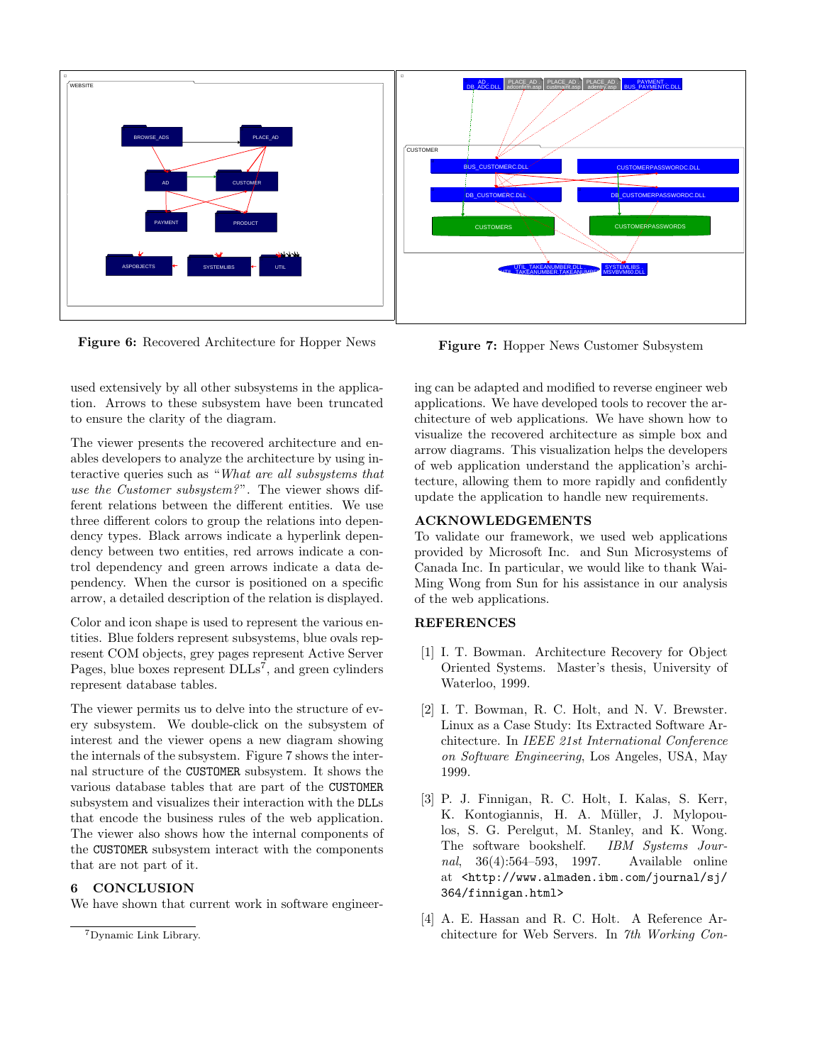Figure 6: Recovered Architecture for Hopper News

Figure 7: Hopper News Customer Subsystem

used extensively by all other subsystems in the application. Arrows to these subsystem have been truncated to ensure the clarity of the diagram.

The viewer presents the recovered architecture and enables developers to analyze the architecture by using interactive queries such as "*What are all subsystems that use the Customer subsystem?*". The viewer shows different relations between the different entities. We use three different colors to group the relations into dependency types. Black arrows indicate a hyperlink dependency between two entities, red arrows indicate a control dependency and green arrows indicate a data dependency. When the cursor is positioned on a specific arrow, a detailed description of the relation is displayed.

Color and icon shape is used to represent the various entities. Blue folders represent subsystems, blue ovals represent COM objects, grey pages represent Active Server Pages, blue boxes represent DLLs[7], and green cylinders represent database tables.

The viewer permits us to delve into the structure of every subsystem. We double-click on the subsystem of interest and the viewer opens a new diagram showing the internals of the subsystem. Figure 7 shows the internal structure of the `CUSTOMER` subsystem. It shows the various database tables that are part of the `CUSTOMER` subsystem and visualizes their interaction with the `DLLs` that encode the business rules of the web application. The viewer also shows how the internal components of the `CUSTOMER` subsystem interact with the components that are not part of it.

## 6 CONCLUSION

We have shown that current work in software engineering can be adapted and modified to reverse engineer web applications. We have developed tools to recover the architecture of web applications. We have shown how to visualize the recovered architecture as simple box and arrow diagrams. This visualization helps the developers of web application understand the application's architecture, allowing them to more rapidly and confidently update the application to handle new requirements.

## ACKNOWLEDGEMENTS

To validate our framework, we used web applications provided by Microsoft Inc. and Sun Microsystems of Canada Inc. In particular, we would like to thank Wai-Ming Wong from Sun for his assistance in our analysis of the web applications.

## REFERENCES

[1] I. T. Bowman. Architecture Recovery for Object Oriented Systems. Master's thesis, University of Waterloo, 1999.

[2] I. T. Bowman, R. C. Holt, and N. V. Brewster. Linux as a Case Study: Its Extracted Software Architecture. In *IEEE 21st International Conference on Software Engineering*, Los Angeles, USA, May 1999.

[3] P. J. Finnigan, R. C. Holt, I. Kalas, S. Kerr, K. Kontogiannis, H. A. Müller, J. Mylopoulos, S. G. Perelgut, M. Stanley, and K. Wong. The software bookshelf. *IBM Systems Journal*, 36(4):564–593, 1997. Available online at `<http://www.almaden.ibm.com/journal/sj/364/finnigan.html>`

[4] A. E. Hassan and R. C. Holt. A Reference Architecture for Web Servers. In *7th Working Con-*

[7] Dynamic Link Library.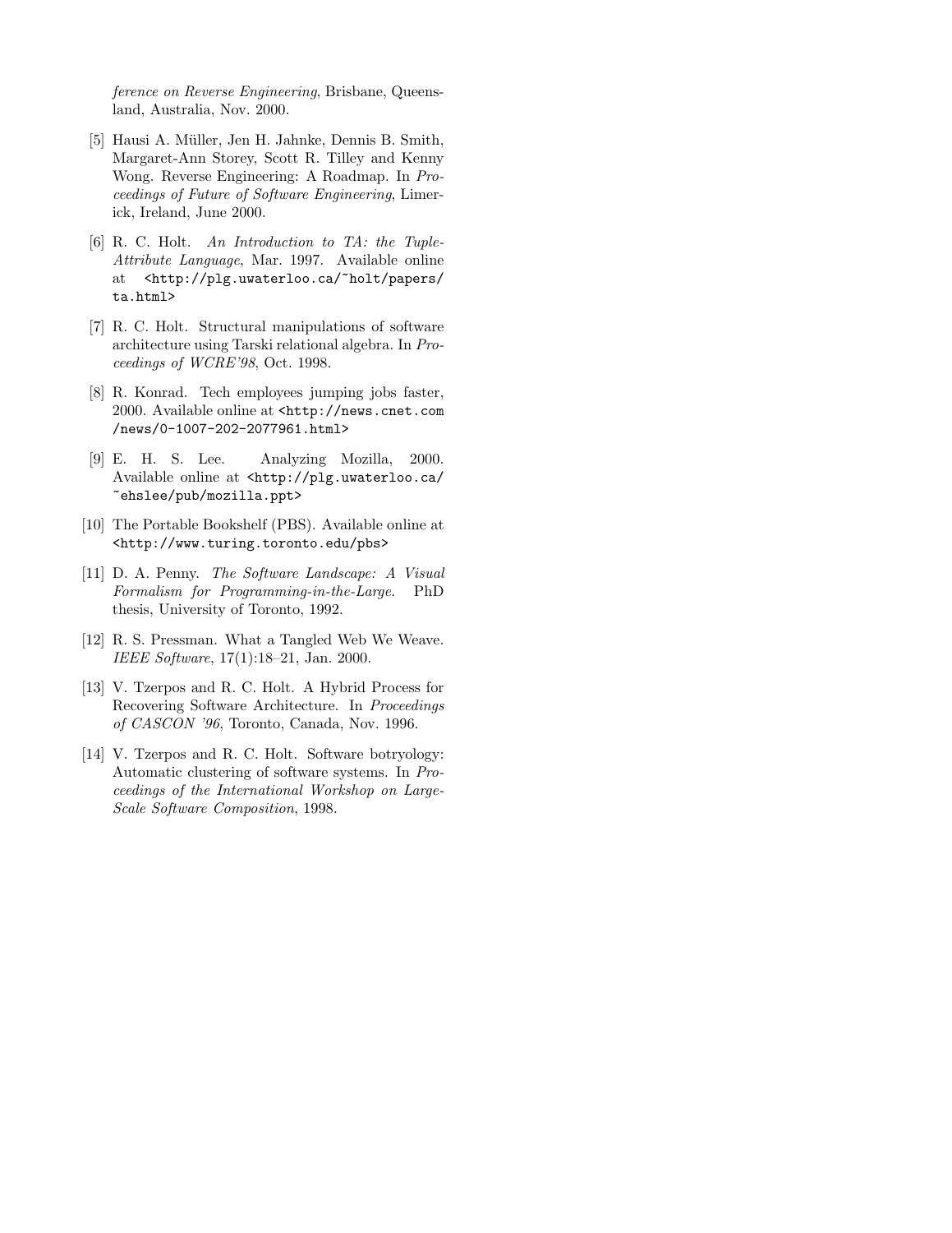*ference on Reverse Engineering*, Brisbane, Queensland, Australia, Nov. 2000.

[5] Hausi A. Müller, Jen H. Jahnke, Dennis B. Smith, Margaret-Ann Storey, Scott R. Tilley and Kenny Wong. Reverse Engineering: A Roadmap. In *Proceedings of Future of Software Engineering*, Limerick, Ireland, June 2000.

[6] R. C. Holt. *An Introduction to TA: the Tuple-Attribute Language*, Mar. 1997. Available online at `<http://plg.uwaterloo.ca/~holt/papers/ta.html>`

[7] R. C. Holt. Structural manipulations of software architecture using Tarski relational algebra. In *Proceedings of WCRE'98*, Oct. 1998.

[8] R. Konrad. Tech employees jumping jobs faster, 2000. Available online at `<http://news.cnet.com/news/0-1007-202-2077961.html>`

[9] E. H. S. Lee. Analyzing Mozilla, 2000. Available online at `<http://plg.uwaterloo.ca/~ehslee/pub/mozilla.ppt>`

[10] The Portable Bookshelf (PBS). Available online at `<http://www.turing.toronto.edu/pbs>`

[11] D. A. Penny. *The Software Landscape: A Visual Formalism for Programming-in-the-Large*. PhD thesis, University of Toronto, 1992.

[12] R. S. Pressman. What a Tangled Web We Weave. *IEEE Software*, 17(1):18–21, Jan. 2000.

[13] V. Tzerpos and R. C. Holt. A Hybrid Process for Recovering Software Architecture. In *Proceedings of CASCON '96*, Toronto, Canada, Nov. 1996.

[14] V. Tzerpos and R. C. Holt. Software botryology: Automatic clustering of software systems. In *Proceedings of the International Workshop on Large-Scale Software Composition*, 1998.